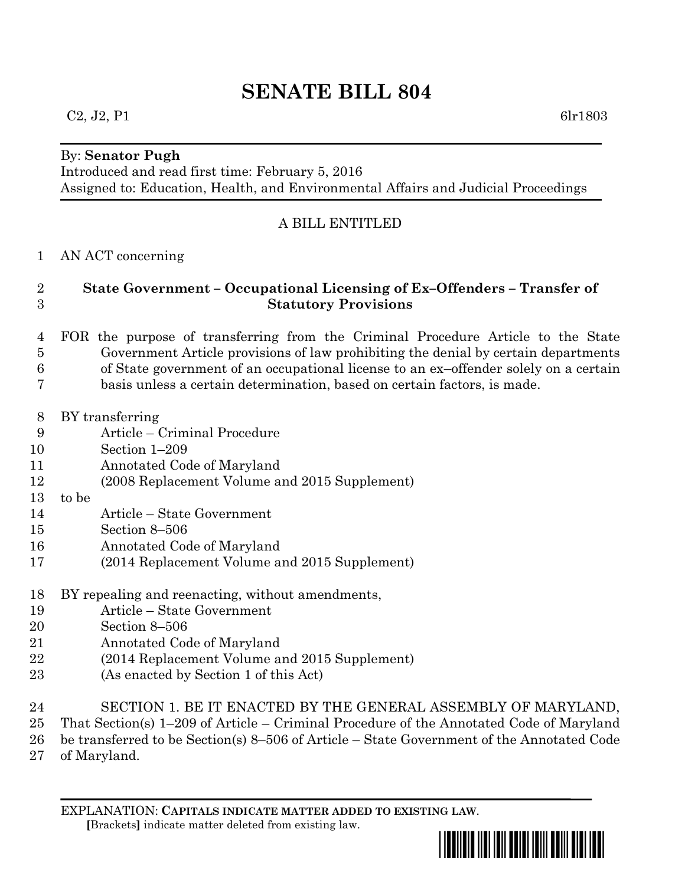# SENATE BILL 804

C2, J2, P1 6lr1803

By: **Senator Pugh**
Introduced and read first time: February 5, 2016
Assigned to: Education, Health, and Environmental Affairs and Judicial Proceedings

A BILL ENTITLED

AN ACT concerning

**State Government – Occupational Licensing of Ex–Offenders – Transfer of Statutory Provisions**

FOR the purpose of transferring from the Criminal Procedure Article to the State Government Article provisions of law prohibiting the denial by certain departments of State government of an occupational license to an ex–offender solely on a certain basis unless a certain determination, based on certain factors, is made.

BY transferring
Article – Criminal Procedure
Section 1–209
Annotated Code of Maryland
(2008 Replacement Volume and 2015 Supplement)
to be
Article – State Government
Section 8–506
Annotated Code of Maryland
(2014 Replacement Volume and 2015 Supplement)

BY repealing and reenacting, without amendments,
Article – State Government
Section 8–506
Annotated Code of Maryland
(2014 Replacement Volume and 2015 Supplement)
(As enacted by Section 1 of this Act)

SECTION 1. BE IT ENACTED BY THE GENERAL ASSEMBLY OF MARYLAND, That Section(s) 1–209 of Article – Criminal Procedure of the Annotated Code of Maryland be transferred to be Section(s) 8–506 of Article – State Government of the Annotated Code of Maryland.

EXPLANATION: **CAPITALS INDICATE MATTER ADDED TO EXISTING LAW.**
**[**Brackets**]** indicate matter deleted from existing law.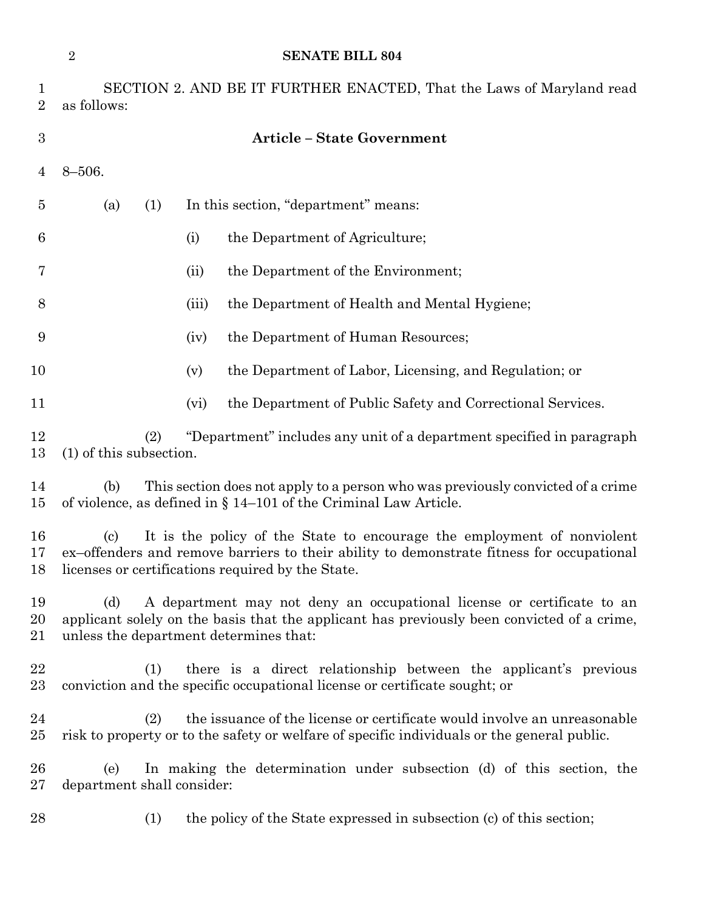SECTION 2. AND BE IT FURTHER ENACTED, That the Laws of Maryland read as follows:

**Article – State Government**

8–506.

(a) (1) In this section, "department" means:

(i) the Department of Agriculture;

(ii) the Department of the Environment;

(iii) the Department of Health and Mental Hygiene;

(iv) the Department of Human Resources;

(v) the Department of Labor, Licensing, and Regulation; or

(vi) the Department of Public Safety and Correctional Services.

(2) "Department" includes any unit of a department specified in paragraph (1) of this subsection.

(b) This section does not apply to a person who was previously convicted of a crime of violence, as defined in § 14–101 of the Criminal Law Article.

(c) It is the policy of the State to encourage the employment of nonviolent ex–offenders and remove barriers to their ability to demonstrate fitness for occupational licenses or certifications required by the State.

(d) A department may not deny an occupational license or certificate to an applicant solely on the basis that the applicant has previously been convicted of a crime, unless the department determines that:

(1) there is a direct relationship between the applicant's previous conviction and the specific occupational license or certificate sought; or

(2) the issuance of the license or certificate would involve an unreasonable risk to property or to the safety or welfare of specific individuals or the general public.

(e) In making the determination under subsection (d) of this section, the department shall consider:

(1) the policy of the State expressed in subsection (c) of this section;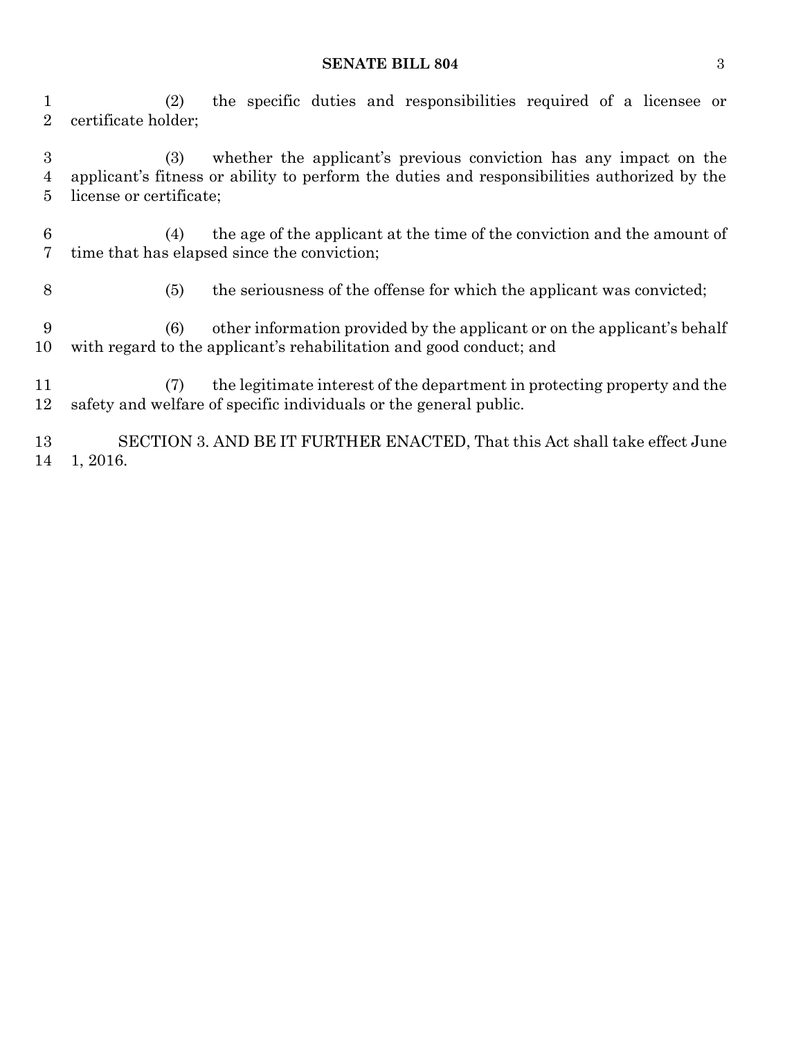(2) the specific duties and responsibilities required of a licensee or certificate holder;

(3) whether the applicant's previous conviction has any impact on the applicant's fitness or ability to perform the duties and responsibilities authorized by the license or certificate;

(4) the age of the applicant at the time of the conviction and the amount of time that has elapsed since the conviction;

(5) the seriousness of the offense for which the applicant was convicted;

(6) other information provided by the applicant or on the applicant's behalf with regard to the applicant's rehabilitation and good conduct; and

(7) the legitimate interest of the department in protecting property and the safety and welfare of specific individuals or the general public.

SECTION 3. AND BE IT FURTHER ENACTED, That this Act shall take effect June 1, 2016.